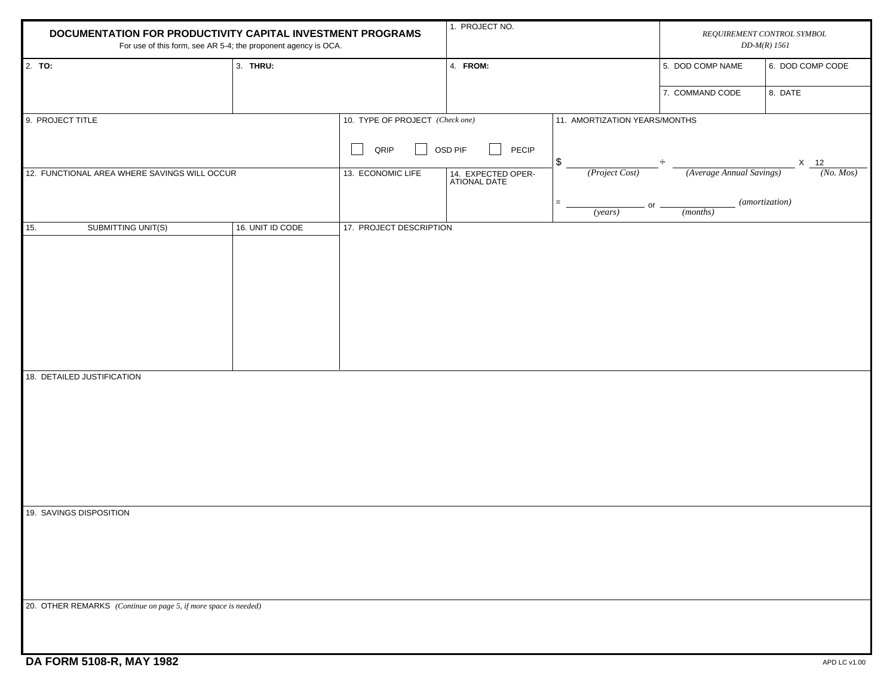# DOCUMENTATION FOR PRODUCTIVITY CAPITAL INVESTMENT PROGRAMS

For use of this form, see AR 5-4; the proponent agency is OCA.

1. PROJECT NO.

*REQUIREMENT CONTROL SYMBOL DD-M(R) 1561*

| 2. **TO:** | 3. **THRU:** | 4. **FROM:** | 5. DOD COMP NAME | 6. DOD COMP CODE |
|---|---|---|---|---|
| | | | 7. COMMAND CODE | 8. DATE |

9. PROJECT TITLE

10. TYPE OF PROJECT *(Check one)*

☐ QRIP ☐ OSD PIF ☐ PECIP

11. AMORTIZATION YEARS/MONTHS

$ ________ *(Project Cost)* ÷ ________ *(Average Annual Savings)* X 12 *(No. Mos)*

= ________ *(years)* or ________ *(months)* *(amortization)*

12. FUNCTIONAL AREA WHERE SAVINGS WILL OCCUR

13. ECONOMIC LIFE

14. EXPECTED OPERATIONAL DATE

| 15. SUBMITTING UNIT(S) | 16. UNIT ID CODE |
|---|---|
| | |

17. PROJECT DESCRIPTION

18. DETAILED JUSTIFICATION

19. SAVINGS DISPOSITION

20. OTHER REMARKS *(Continue on page 5, if more space is needed)*

**DA FORM 5108-R, MAY 1982**

APD LC v1.00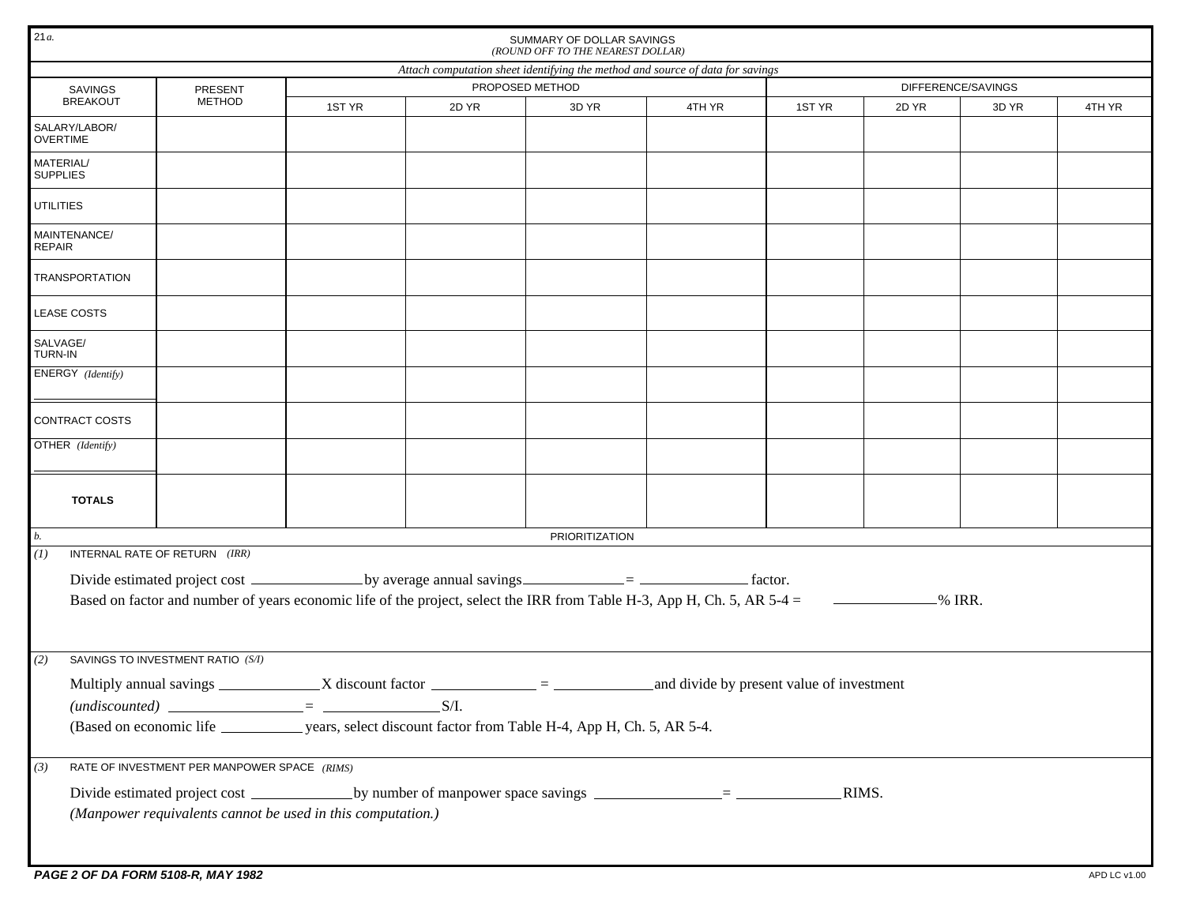21*a.*

**SUMMARY OF DOLLAR SAVINGS**
*(ROUND OFF TO THE NEAREST DOLLAR)*

*Attach computation sheet identifying the method and source of data for savings*

| SAVINGS BREAKOUT | PRESENT METHOD | PROPOSED METHOD | | | | DIFFERENCE/SAVINGS | | | |
|---|---|---|---|---|---|---|---|---|---|
| | | 1ST YR | 2D YR | 3D YR | 4TH YR | 1ST YR | 2D YR | 3D YR | 4TH YR |
| SALARY/LABOR/ OVERTIME | | | | | | | | | |
| MATERIAL/ SUPPLIES | | | | | | | | | |
| UTILITIES | | | | | | | | | |
| MAINTENANCE/ REPAIR | | | | | | | | | |
| TRANSPORTATION | | | | | | | | | |
| LEASE COSTS | | | | | | | | | |
| SALVAGE/ TURN-IN | | | | | | | | | |
| ENERGY *(Identify)* ______ | | | | | | | | | |
| CONTRACT COSTS | | | | | | | | | |
| OTHER *(Identify)* ______ | | | | | | | | | |
| **TOTALS** | | | | | | | | | |

*b.* **PRIORITIZATION**

*(1)* INTERNAL RATE OF RETURN *(IRR)*

Divide estimated project cost ______________ by average annual savings ______________ = ______________ factor.

Based on factor and number of years economic life of the project, select the IRR from Table H-3, App H, Ch. 5, AR 5-4 = ______________% IRR.

*(2)* SAVINGS TO INVESTMENT RATIO *(S/I)*

Multiply annual savings ______________ X discount factor ______________ = ______________ and divide by present value of investment *(undiscounted)* ______________ = ______________ S/I.

(Based on economic life ___________ years, select discount factor from Table H-4, App H, Ch. 5, AR 5-4.

*(3)* RATE OF INVESTMENT PER MANPOWER SPACE *(RIMS)*

Divide estimated project cost ______________ by number of manpower space savings ______________ = ______________ RIMS.

*(Manpower requivalents cannot be used in this computation.)*

***PAGE 2 OF DA FORM 5108-R, MAY 1982***

APD LC v1.00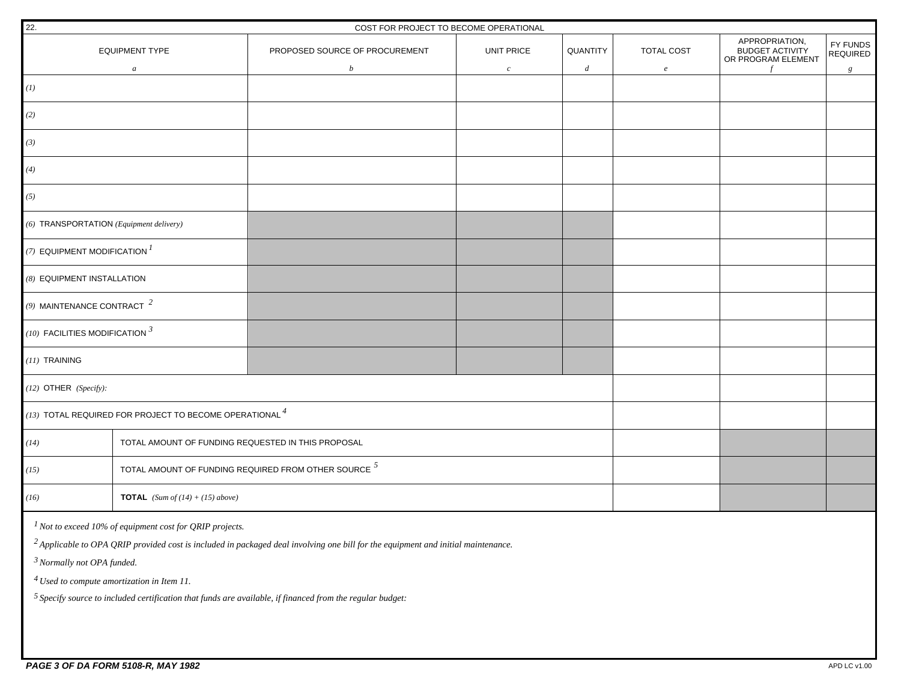## 22. COST FOR PROJECT TO BECOME OPERATIONAL

| EQUIPMENT TYPE *a* | PROPOSED SOURCE OF PROCUREMENT *b* | UNIT PRICE *c* | QUANTITY *d* | TOTAL COST *e* | APPROPRIATION, BUDGET ACTIVITY OR PROGRAM ELEMENT *f* | FY FUNDS REQUIRED *g* |
|---|---|---|---|---|---|---|
| *(1)* | | | | | | |
| *(2)* | | | | | | |
| *(3)* | | | | | | |
| *(4)* | | | | | | |
| *(5)* | | | | | | |
| *(6)* TRANSPORTATION *(Equipment delivery)* | | | | | | |
| *(7)* EQUIPMENT MODIFICATION [1] | | | | | | |
| *(8)* EQUIPMENT INSTALLATION | | | | | | |
| *(9)* MAINTENANCE CONTRACT [2] | | | | | | |
| *(10)* FACILITIES MODIFICATION [3] | | | | | | |
| *(11)* TRAINING | | | | | | |
| *(12)* OTHER *(Specify):* | | | | | | |
| *(13)* TOTAL REQUIRED FOR PROJECT TO BECOME OPERATIONAL [4] | | | | | | |
| *(14)* TOTAL AMOUNT OF FUNDING REQUESTED IN THIS PROPOSAL | | | | | | |
| *(15)* TOTAL AMOUNT OF FUNDING REQUIRED FROM OTHER SOURCE [5] | | | | | | |
| *(16)* **TOTAL** *(Sum of (14) + (15) above)* | | | | | | |

*[1] Not to exceed 10% of equipment cost for QRIP projects.*

*[2] Applicable to OPA QRIP provided cost is included in packaged deal involving one bill for the equipment and initial maintenance.*

*[3] Normally not OPA funded.*

*[4] Used to compute amortization in Item 11.*

*[5] Specify source to included certification that funds are available, if financed from the regular budget:*

**PAGE 3 OF DA FORM 5108-R, MAY 1982**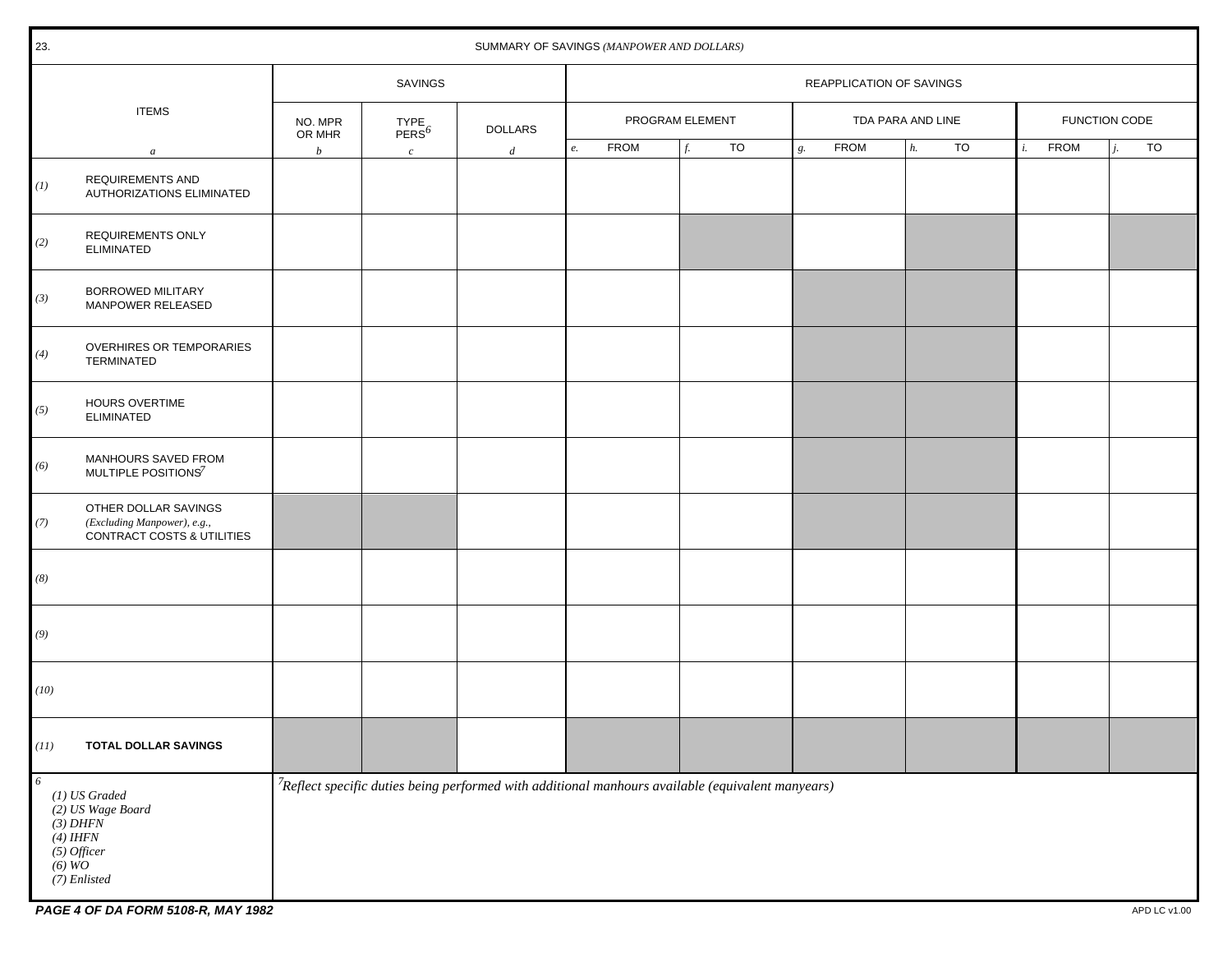23. SUMMARY OF SAVINGS *(MANPOWER AND DOLLARS)*

| ITEMS | | SAVINGS | | | REAPPLICATION OF SAVINGS | | | | | |
|---|---|---|---|---|---|---|---|---|---|---|
| | | | | | PROGRAM ELEMENT | | TDA PARA AND LINE | | FUNCTION CODE | |
| | | NO. MPR OR MHR | TYPE PERS[6] | DOLLARS | FROM | TO | FROM | TO | FROM | TO |
| *a* | | *b* | *c* | *d* | *e.* | *f.* | *g.* | *h.* | *i.* | *j.* |
| *(1)* | REQUIREMENTS AND AUTHORIZATIONS ELIMINATED | | | | | | | | | |
| *(2)* | REQUIREMENTS ONLY ELIMINATED | | | | | | | | | |
| *(3)* | BORROWED MILITARY MANPOWER RELEASED | | | | | | | | | |
| *(4)* | OVERHIRES OR TEMPORARIES TERMINATED | | | | | | | | | |
| *(5)* | HOURS OVERTIME ELIMINATED | | | | | | | | | |
| *(6)* | MANHOURS SAVED FROM MULTIPLE POSITIONS[7] | | | | | | | | | |
| *(7)* | OTHER DOLLAR SAVINGS *(Excluding Manpower), e.g.,* CONTRACT COSTS & UTILITIES | | | | | | | | | |
| *(8)* | | | | | | | | | | |
| *(9)* | | | | | | | | | | |
| *(10)* | | | | | | | | | | |
| *(11)* | **TOTAL DOLLAR SAVINGS** | | | | | | | | | |

[6]
*(1) US Graded*
*(2) US Wage Board*
*(3) DHFN*
*(4) IHFN*
*(5) Officer*
*(6) WO*
*(7) Enlisted*

[7] *Reflect specific duties being performed with additional manhours available (equivalent manyears)*

**PAGE 4 OF DA FORM 5108-R, MAY 1982**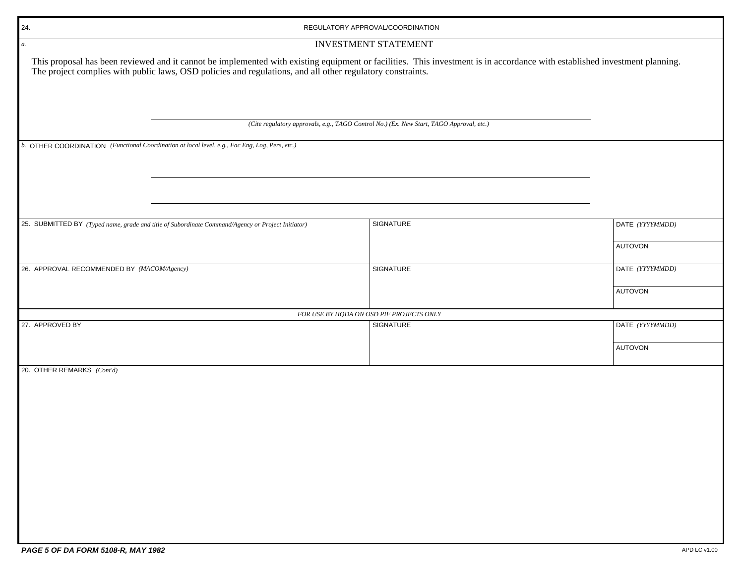24. REGULATORY APPROVAL/COORDINATION

*a.* INVESTMENT STATEMENT

This proposal has been reviewed and it cannot be implemented with existing equipment or facilities. This investment is in accordance with established investment planning. The project complies with public laws, OSD policies and regulations, and all other regulatory constraints.

*(Cite regulatory approvals, e.g., TAGO Control No.) (Ex. New Start, TAGO Approval, etc.)*

*b.* OTHER COORDINATION *(Functional Coordination at local level, e.g., Fac Eng, Log, Pers, etc.)*

| | | |
|---|---|---|
| 25. SUBMITTED BY *(Typed name, grade and title of Subordinate Command/Agency or Project Initiator)* | SIGNATURE | DATE *(YYYYMMDD)* |
| | | AUTOVON |
| 26. APPROVAL RECOMMENDED BY *(MACOM/Agency)* | SIGNATURE | DATE *(YYYYMMDD)* |
| | | AUTOVON |
| *FOR USE BY HQDA ON OSD PIF PROJECTS ONLY* | | |
| 27. APPROVED BY | SIGNATURE | DATE *(YYYYMMDD)* |
| | | AUTOVON |

20. OTHER REMARKS *(Cont'd)*

**PAGE 5 OF DA FORM 5108-R, MAY 1982**

APD LC v1.00